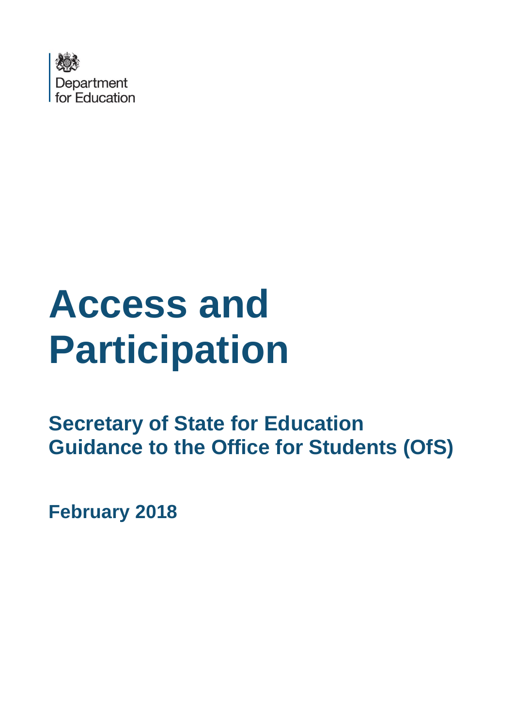Department for Education

# Access and Participation

## Secretary of State for Education Guidance to the Office for Students (OfS)

**February 2018**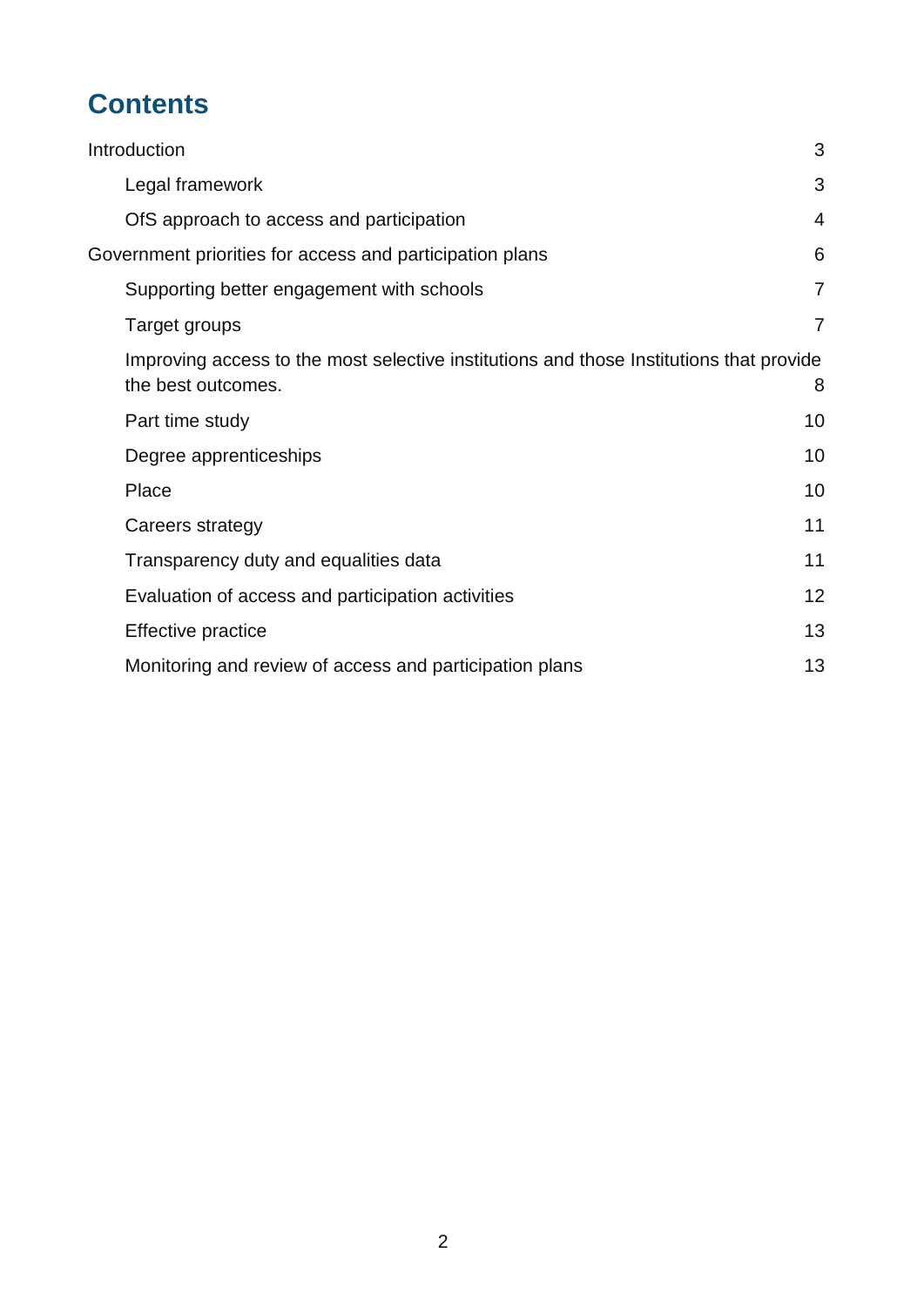# Contents

Introduction 3

- Legal framework 3
- OfS approach to access and participation 4

Government priorities for access and participation plans 6

- Supporting better engagement with schools 7
- Target groups 7
- Improving access to the most selective institutions and those Institutions that provide the best outcomes. 8
- Part time study 10
- Degree apprenticeships 10
- Place 10
- Careers strategy 11
- Transparency duty and equalities data 11
- Evaluation of access and participation activities 12
- Effective practice 13
- Monitoring and review of access and participation plans 13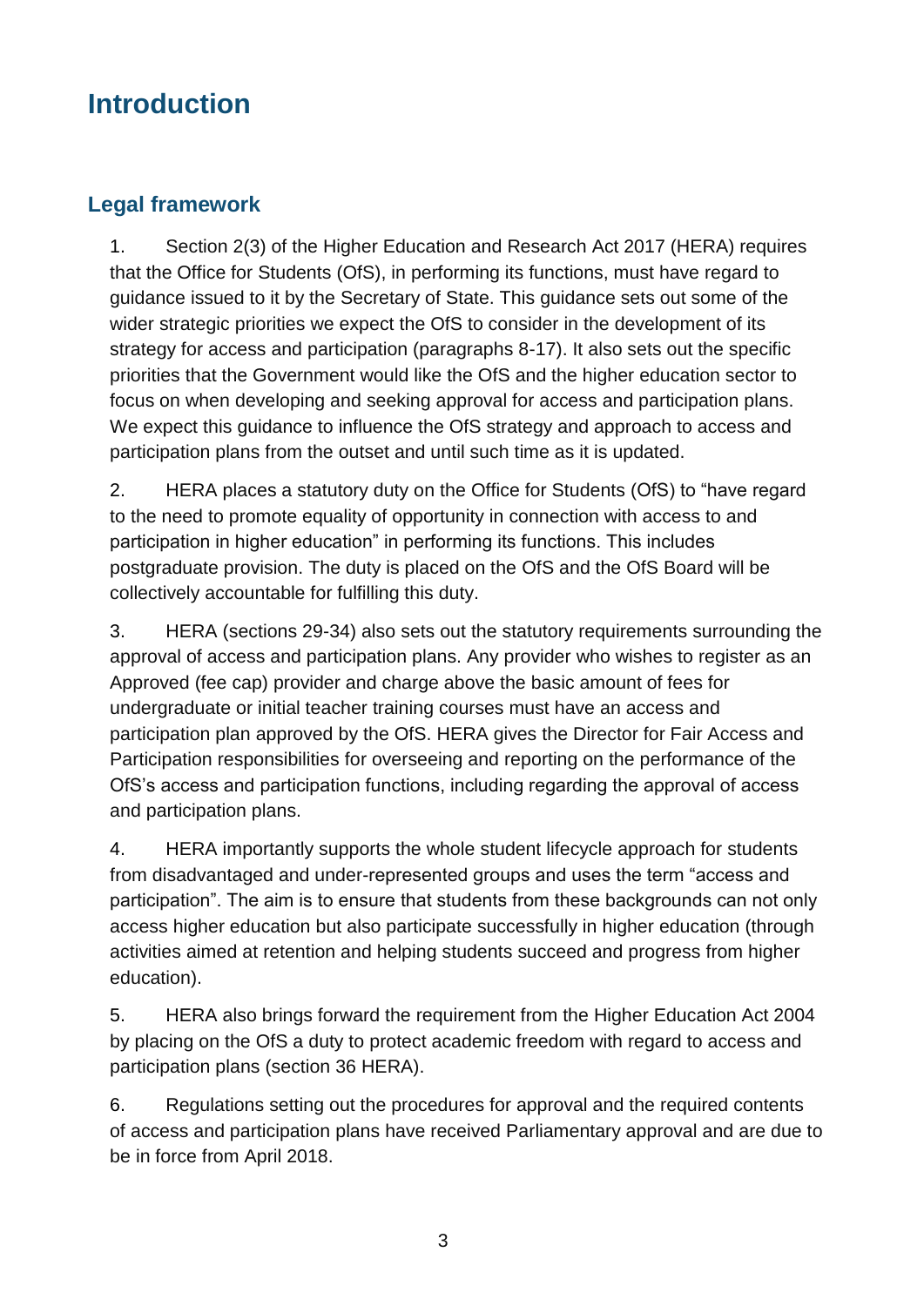# Introduction

## Legal framework

1. Section 2(3) of the Higher Education and Research Act 2017 (HERA) requires that the Office for Students (OfS), in performing its functions, must have regard to guidance issued to it by the Secretary of State. This guidance sets out some of the wider strategic priorities we expect the OfS to consider in the development of its strategy for access and participation (paragraphs 8-17). It also sets out the specific priorities that the Government would like the OfS and the higher education sector to focus on when developing and seeking approval for access and participation plans. We expect this guidance to influence the OfS strategy and approach to access and participation plans from the outset and until such time as it is updated.

2. HERA places a statutory duty on the Office for Students (OfS) to "have regard to the need to promote equality of opportunity in connection with access to and participation in higher education" in performing its functions. This includes postgraduate provision. The duty is placed on the OfS and the OfS Board will be collectively accountable for fulfilling this duty.

3. HERA (sections 29-34) also sets out the statutory requirements surrounding the approval of access and participation plans. Any provider who wishes to register as an Approved (fee cap) provider and charge above the basic amount of fees for undergraduate or initial teacher training courses must have an access and participation plan approved by the OfS. HERA gives the Director for Fair Access and Participation responsibilities for overseeing and reporting on the performance of the OfS's access and participation functions, including regarding the approval of access and participation plans.

4. HERA importantly supports the whole student lifecycle approach for students from disadvantaged and under-represented groups and uses the term "access and participation". The aim is to ensure that students from these backgrounds can not only access higher education but also participate successfully in higher education (through activities aimed at retention and helping students succeed and progress from higher education).

5. HERA also brings forward the requirement from the Higher Education Act 2004 by placing on the OfS a duty to protect academic freedom with regard to access and participation plans (section 36 HERA).

6. Regulations setting out the procedures for approval and the required contents of access and participation plans have received Parliamentary approval and are due to be in force from April 2018.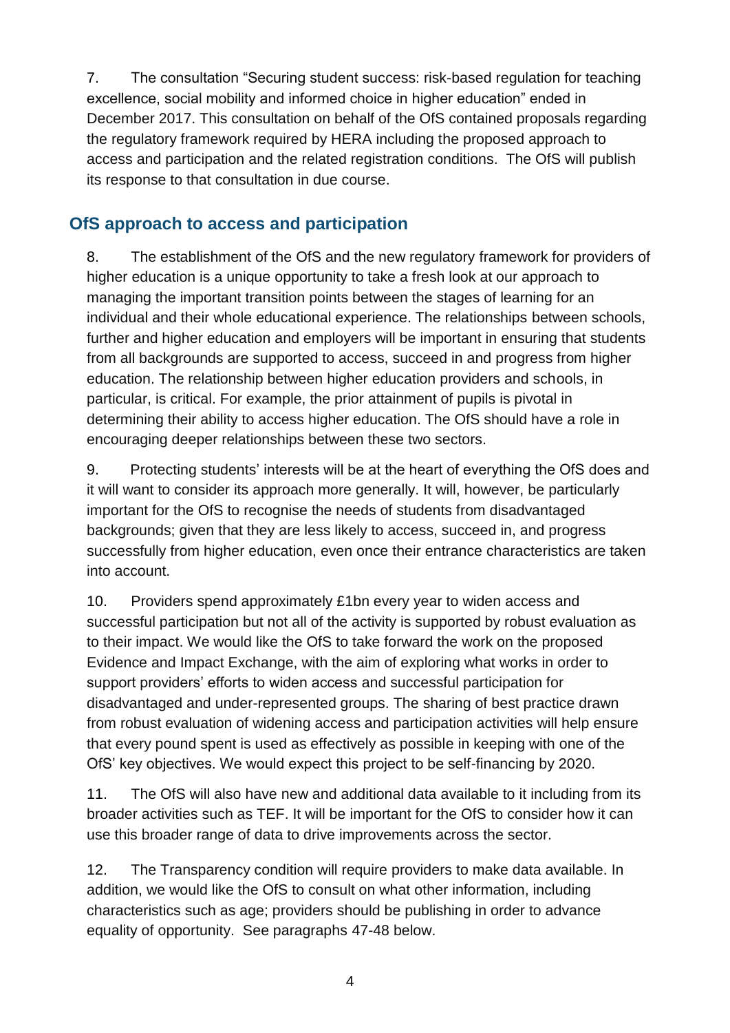7. The consultation "Securing student success: risk-based regulation for teaching excellence, social mobility and informed choice in higher education" ended in December 2017. This consultation on behalf of the OfS contained proposals regarding the regulatory framework required by HERA including the proposed approach to access and participation and the related registration conditions. The OfS will publish its response to that consultation in due course.

## OfS approach to access and participation

8. The establishment of the OfS and the new regulatory framework for providers of higher education is a unique opportunity to take a fresh look at our approach to managing the important transition points between the stages of learning for an individual and their whole educational experience. The relationships between schools, further and higher education and employers will be important in ensuring that students from all backgrounds are supported to access, succeed in and progress from higher education. The relationship between higher education providers and schools, in particular, is critical. For example, the prior attainment of pupils is pivotal in determining their ability to access higher education. The OfS should have a role in encouraging deeper relationships between these two sectors.

9. Protecting students' interests will be at the heart of everything the OfS does and it will want to consider its approach more generally. It will, however, be particularly important for the OfS to recognise the needs of students from disadvantaged backgrounds; given that they are less likely to access, succeed in, and progress successfully from higher education, even once their entrance characteristics are taken into account.

10. Providers spend approximately £1bn every year to widen access and successful participation but not all of the activity is supported by robust evaluation as to their impact. We would like the OfS to take forward the work on the proposed Evidence and Impact Exchange, with the aim of exploring what works in order to support providers' efforts to widen access and successful participation for disadvantaged and under-represented groups. The sharing of best practice drawn from robust evaluation of widening access and participation activities will help ensure that every pound spent is used as effectively as possible in keeping with one of the OfS' key objectives. We would expect this project to be self-financing by 2020.

11. The OfS will also have new and additional data available to it including from its broader activities such as TEF. It will be important for the OfS to consider how it can use this broader range of data to drive improvements across the sector.

12. The Transparency condition will require providers to make data available. In addition, we would like the OfS to consult on what other information, including characteristics such as age; providers should be publishing in order to advance equality of opportunity. See paragraphs 47-48 below.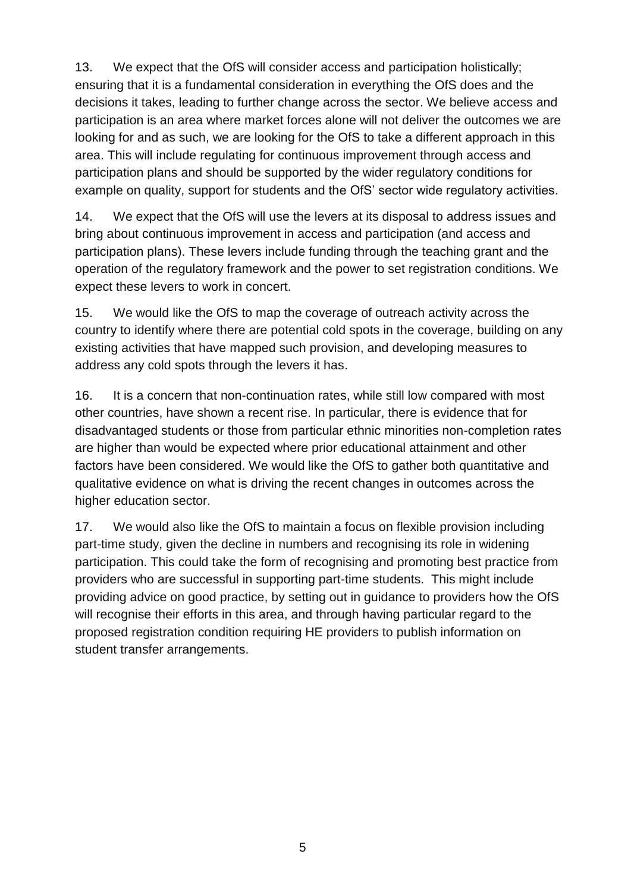13. We expect that the OfS will consider access and participation holistically; ensuring that it is a fundamental consideration in everything the OfS does and the decisions it takes, leading to further change across the sector. We believe access and participation is an area where market forces alone will not deliver the outcomes we are looking for and as such, we are looking for the OfS to take a different approach in this area. This will include regulating for continuous improvement through access and participation plans and should be supported by the wider regulatory conditions for example on quality, support for students and the OfS' sector wide regulatory activities.

14. We expect that the OfS will use the levers at its disposal to address issues and bring about continuous improvement in access and participation (and access and participation plans). These levers include funding through the teaching grant and the operation of the regulatory framework and the power to set registration conditions. We expect these levers to work in concert.

15. We would like the OfS to map the coverage of outreach activity across the country to identify where there are potential cold spots in the coverage, building on any existing activities that have mapped such provision, and developing measures to address any cold spots through the levers it has.

16. It is a concern that non-continuation rates, while still low compared with most other countries, have shown a recent rise. In particular, there is evidence that for disadvantaged students or those from particular ethnic minorities non-completion rates are higher than would be expected where prior educational attainment and other factors have been considered. We would like the OfS to gather both quantitative and qualitative evidence on what is driving the recent changes in outcomes across the higher education sector.

17. We would also like the OfS to maintain a focus on flexible provision including part-time study, given the decline in numbers and recognising its role in widening participation. This could take the form of recognising and promoting best practice from providers who are successful in supporting part-time students. This might include providing advice on good practice, by setting out in guidance to providers how the OfS will recognise their efforts in this area, and through having particular regard to the proposed registration condition requiring HE providers to publish information on student transfer arrangements.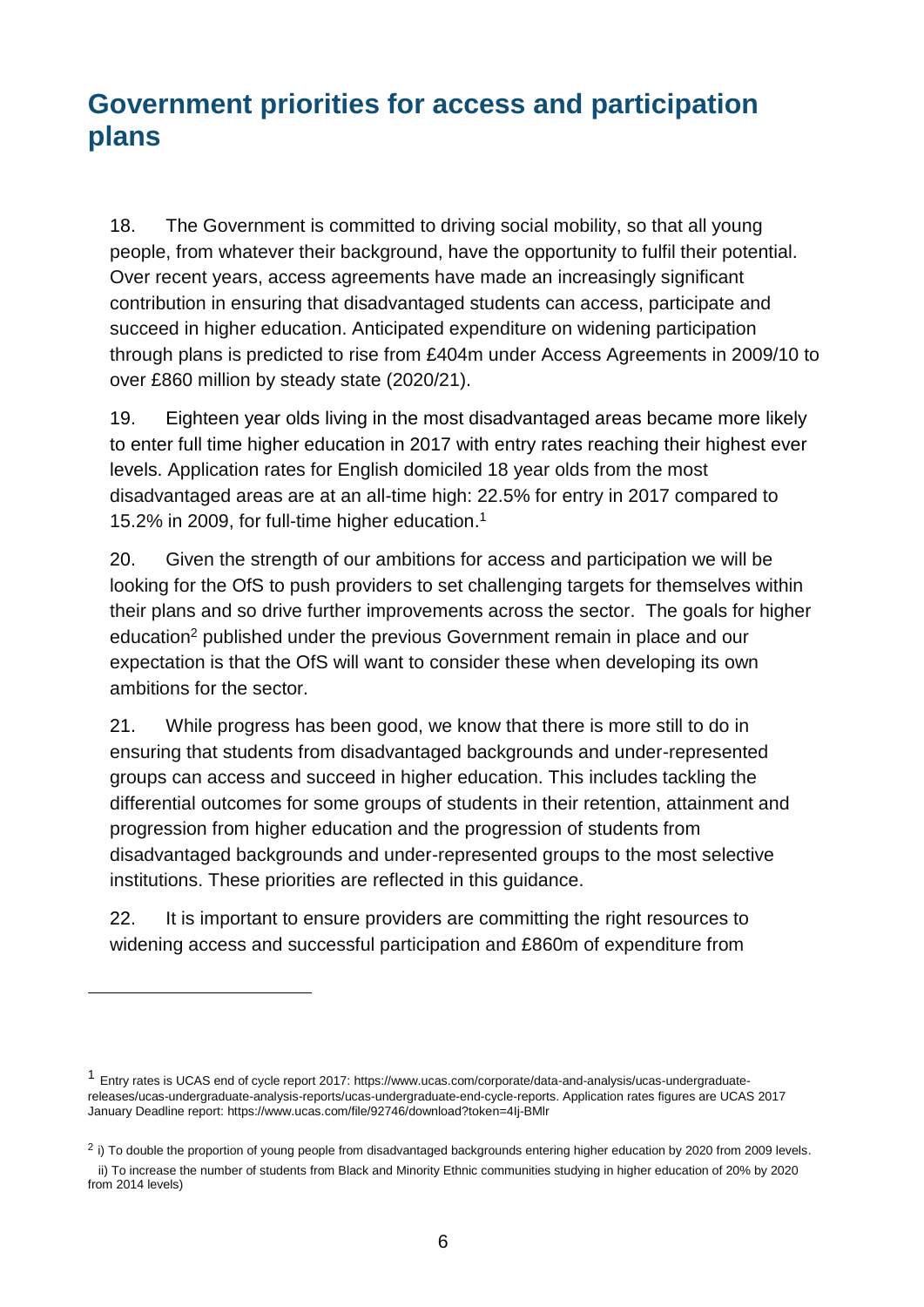## Government priorities for access and participation plans

18. The Government is committed to driving social mobility, so that all young people, from whatever their background, have the opportunity to fulfil their potential. Over recent years, access agreements have made an increasingly significant contribution in ensuring that disadvantaged students can access, participate and succeed in higher education. Anticipated expenditure on widening participation through plans is predicted to rise from £404m under Access Agreements in 2009/10 to over £860 million by steady state (2020/21).

19. Eighteen year olds living in the most disadvantaged areas became more likely to enter full time higher education in 2017 with entry rates reaching their highest ever levels. Application rates for English domiciled 18 year olds from the most disadvantaged areas are at an all-time high: 22.5% for entry in 2017 compared to 15.2% in 2009, for full-time higher education.[1]

20. Given the strength of our ambitions for access and participation we will be looking for the OfS to push providers to set challenging targets for themselves within their plans and so drive further improvements across the sector. The goals for higher education[2] published under the previous Government remain in place and our expectation is that the OfS will want to consider these when developing its own ambitions for the sector.

21. While progress has been good, we know that there is more still to do in ensuring that students from disadvantaged backgrounds and under-represented groups can access and succeed in higher education. This includes tackling the differential outcomes for some groups of students in their retention, attainment and progression from higher education and the progression of students from disadvantaged backgrounds and under-represented groups to the most selective institutions. These priorities are reflected in this guidance.

22. It is important to ensure providers are committing the right resources to widening access and successful participation and £860m of expenditure from

---

[1] Entry rates is UCAS end of cycle report 2017: https://www.ucas.com/corporate/data-and-analysis/ucas-undergraduate-releases/ucas-undergraduate-analysis-reports/ucas-undergraduate-end-cycle-reports. Application rates figures are UCAS 2017 January Deadline report: https://www.ucas.com/file/92746/download?token=4Ij-BMlr

[2] i) To double the proportion of young people from disadvantaged backgrounds entering higher education by 2020 from 2009 levels.
ii) To increase the number of students from Black and Minority Ethnic communities studying in higher education of 20% by 2020 from 2014 levels)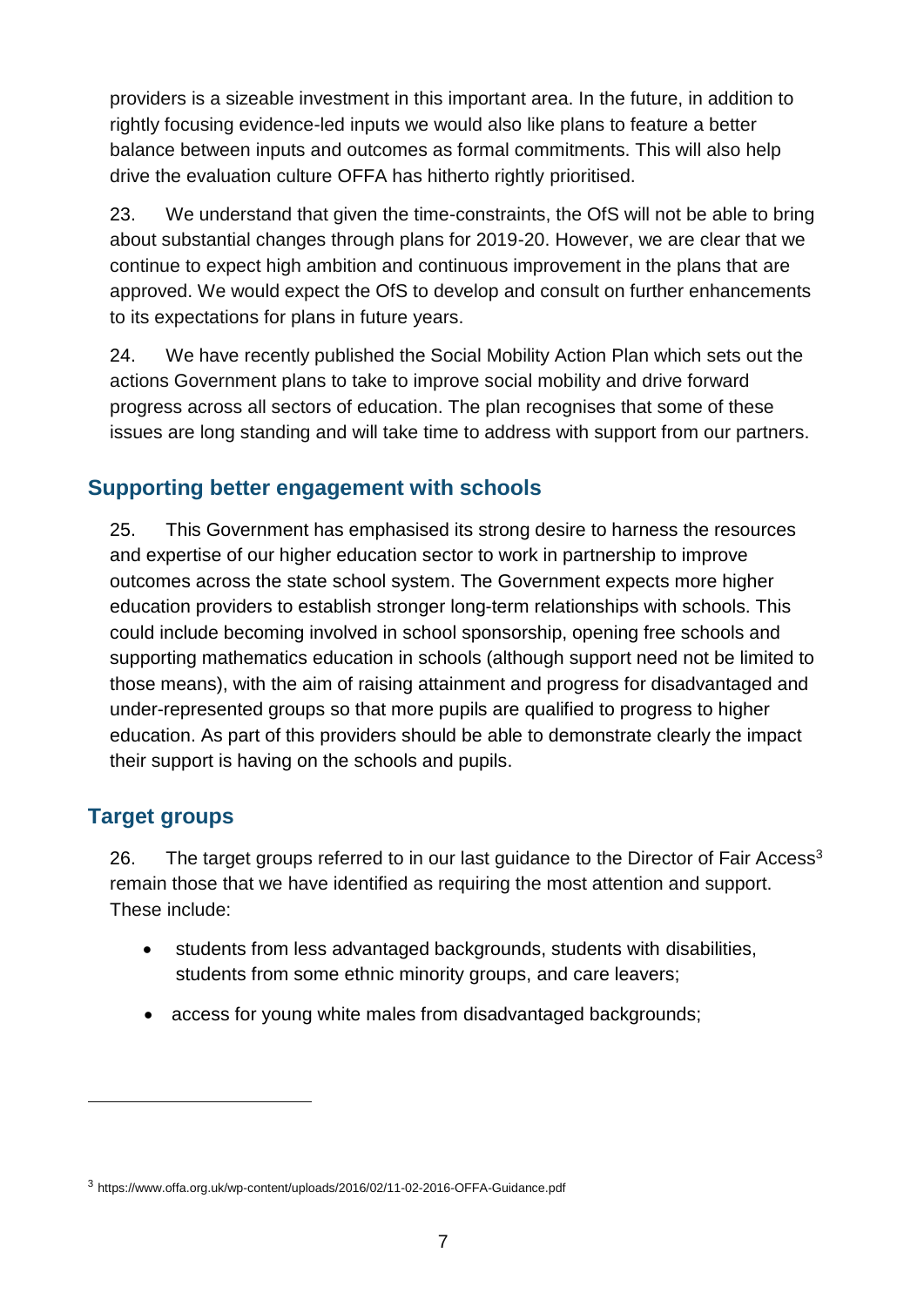providers is a sizeable investment in this important area. In the future, in addition to rightly focusing evidence-led inputs we would also like plans to feature a better balance between inputs and outcomes as formal commitments. This will also help drive the evaluation culture OFFA has hitherto rightly prioritised.

23. We understand that given the time-constraints, the OfS will not be able to bring about substantial changes through plans for 2019-20. However, we are clear that we continue to expect high ambition and continuous improvement in the plans that are approved. We would expect the OfS to develop and consult on further enhancements to its expectations for plans in future years.

24. We have recently published the Social Mobility Action Plan which sets out the actions Government plans to take to improve social mobility and drive forward progress across all sectors of education. The plan recognises that some of these issues are long standing and will take time to address with support from our partners.

## Supporting better engagement with schools

25. This Government has emphasised its strong desire to harness the resources and expertise of our higher education sector to work in partnership to improve outcomes across the state school system. The Government expects more higher education providers to establish stronger long-term relationships with schools. This could include becoming involved in school sponsorship, opening free schools and supporting mathematics education in schools (although support need not be limited to those means), with the aim of raising attainment and progress for disadvantaged and under-represented groups so that more pupils are qualified to progress to higher education. As part of this providers should be able to demonstrate clearly the impact their support is having on the schools and pupils.

## Target groups

26. The target groups referred to in our last guidance to the Director of Fair Access[3] remain those that we have identified as requiring the most attention and support. These include:

- students from less advantaged backgrounds, students with disabilities, students from some ethnic minority groups, and care leavers;
- access for young white males from disadvantaged backgrounds;

[3] https://www.offa.org.uk/wp-content/uploads/2016/02/11-02-2016-OFFA-Guidance.pdf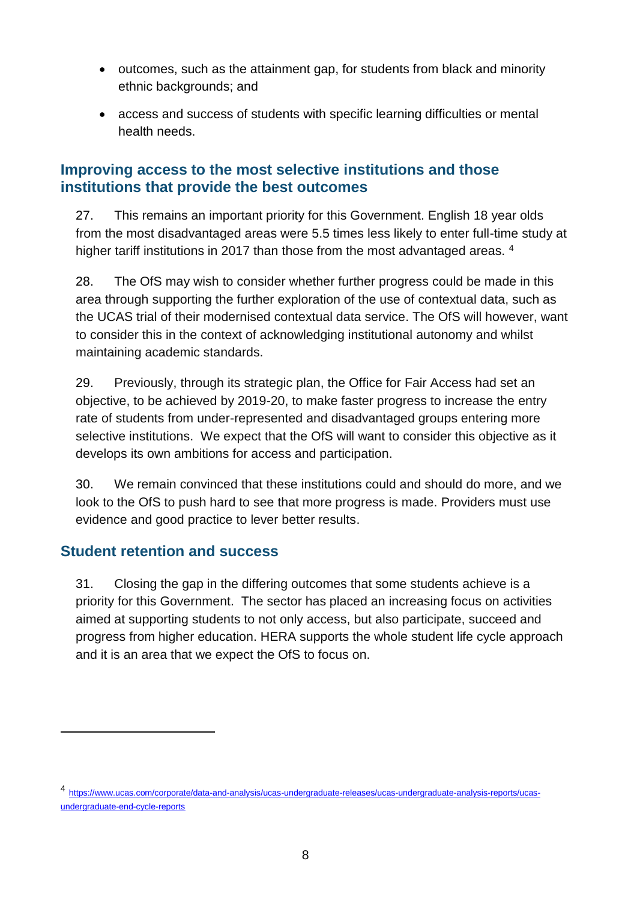- outcomes, such as the attainment gap, for students from black and minority ethnic backgrounds; and
- access and success of students with specific learning difficulties or mental health needs.

## Improving access to the most selective institutions and those institutions that provide the best outcomes

27. This remains an important priority for this Government. English 18 year olds from the most disadvantaged areas were 5.5 times less likely to enter full-time study at higher tariff institutions in 2017 than those from the most advantaged areas. [4]

28. The OfS may wish to consider whether further progress could be made in this area through supporting the further exploration of the use of contextual data, such as the UCAS trial of their modernised contextual data service. The OfS will however, want to consider this in the context of acknowledging institutional autonomy and whilst maintaining academic standards.

29. Previously, through its strategic plan, the Office for Fair Access had set an objective, to be achieved by 2019-20, to make faster progress to increase the entry rate of students from under-represented and disadvantaged groups entering more selective institutions. We expect that the OfS will want to consider this objective as it develops its own ambitions for access and participation.

30. We remain convinced that these institutions could and should do more, and we look to the OfS to push hard to see that more progress is made. Providers must use evidence and good practice to lever better results.

## Student retention and success

31. Closing the gap in the differing outcomes that some students achieve is a priority for this Government. The sector has placed an increasing focus on activities aimed at supporting students to not only access, but also participate, succeed and progress from higher education. HERA supports the whole student life cycle approach and it is an area that we expect the OfS to focus on.

---

[4] https://www.ucas.com/corporate/data-and-analysis/ucas-undergraduate-releases/ucas-undergraduate-analysis-reports/ucas-undergraduate-end-cycle-reports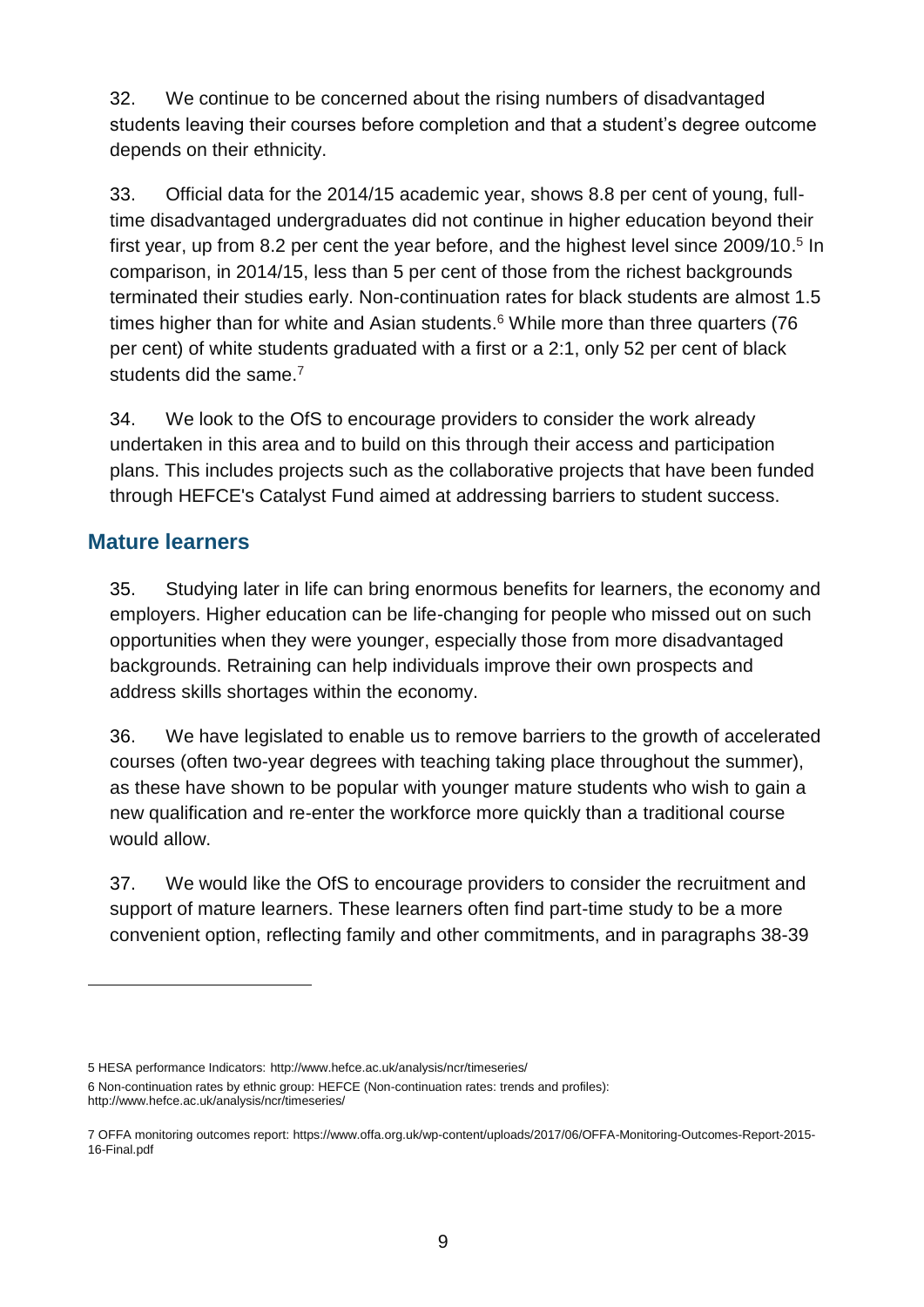32. We continue to be concerned about the rising numbers of disadvantaged students leaving their courses before completion and that a student's degree outcome depends on their ethnicity.

33. Official data for the 2014/15 academic year, shows 8.8 per cent of young, full-time disadvantaged undergraduates did not continue in higher education beyond their first year, up from 8.2 per cent the year before, and the highest level since 2009/10.[5] In comparison, in 2014/15, less than 5 per cent of those from the richest backgrounds terminated their studies early. Non-continuation rates for black students are almost 1.5 times higher than for white and Asian students.[6] While more than three quarters (76 per cent) of white students graduated with a first or a 2:1, only 52 per cent of black students did the same.[7]

34. We look to the OfS to encourage providers to consider the work already undertaken in this area and to build on this through their access and participation plans. This includes projects such as the collaborative projects that have been funded through HEFCE's Catalyst Fund aimed at addressing barriers to student success.

## Mature learners

35. Studying later in life can bring enormous benefits for learners, the economy and employers. Higher education can be life-changing for people who missed out on such opportunities when they were younger, especially those from more disadvantaged backgrounds. Retraining can help individuals improve their own prospects and address skills shortages within the economy.

36. We have legislated to enable us to remove barriers to the growth of accelerated courses (often two-year degrees with teaching taking place throughout the summer), as these have shown to be popular with younger mature students who wish to gain a new qualification and re-enter the workforce more quickly than a traditional course would allow.

37. We would like the OfS to encourage providers to consider the recruitment and support of mature learners. These learners often find part-time study to be a more convenient option, reflecting family and other commitments, and in paragraphs 38-39

---

5 HESA performance Indicators: http://www.hefce.ac.uk/analysis/ncr/timeseries/

6 Non-continuation rates by ethnic group: HEFCE (Non-continuation rates: trends and profiles): http://www.hefce.ac.uk/analysis/ncr/timeseries/

7 OFFA monitoring outcomes report: https://www.offa.org.uk/wp-content/uploads/2017/06/OFFA-Monitoring-Outcomes-Report-2015-16-Final.pdf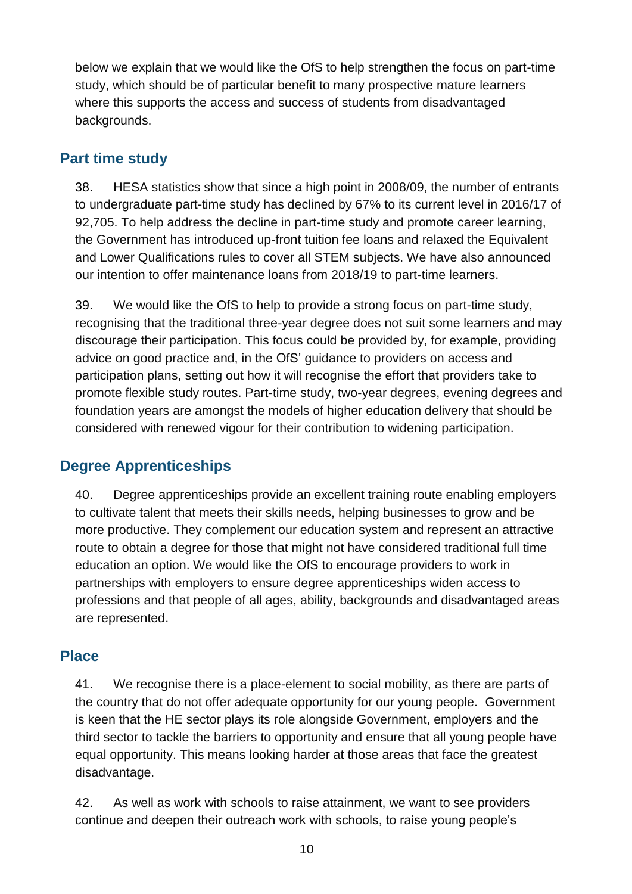below we explain that we would like the OfS to help strengthen the focus on part-time study, which should be of particular benefit to many prospective mature learners where this supports the access and success of students from disadvantaged backgrounds.

## Part time study

38. HESA statistics show that since a high point in 2008/09, the number of entrants to undergraduate part-time study has declined by 67% to its current level in 2016/17 of 92,705. To help address the decline in part-time study and promote career learning, the Government has introduced up-front tuition fee loans and relaxed the Equivalent and Lower Qualifications rules to cover all STEM subjects. We have also announced our intention to offer maintenance loans from 2018/19 to part-time learners.

39. We would like the OfS to help to provide a strong focus on part-time study, recognising that the traditional three-year degree does not suit some learners and may discourage their participation. This focus could be provided by, for example, providing advice on good practice and, in the OfS' guidance to providers on access and participation plans, setting out how it will recognise the effort that providers take to promote flexible study routes. Part-time study, two-year degrees, evening degrees and foundation years are amongst the models of higher education delivery that should be considered with renewed vigour for their contribution to widening participation.

## Degree Apprenticeships

40. Degree apprenticeships provide an excellent training route enabling employers to cultivate talent that meets their skills needs, helping businesses to grow and be more productive. They complement our education system and represent an attractive route to obtain a degree for those that might not have considered traditional full time education an option. We would like the OfS to encourage providers to work in partnerships with employers to ensure degree apprenticeships widen access to professions and that people of all ages, ability, backgrounds and disadvantaged areas are represented.

## Place

41. We recognise there is a place-element to social mobility, as there are parts of the country that do not offer adequate opportunity for our young people. Government is keen that the HE sector plays its role alongside Government, employers and the third sector to tackle the barriers to opportunity and ensure that all young people have equal opportunity. This means looking harder at those areas that face the greatest disadvantage.

42. As well as work with schools to raise attainment, we want to see providers continue and deepen their outreach work with schools, to raise young people's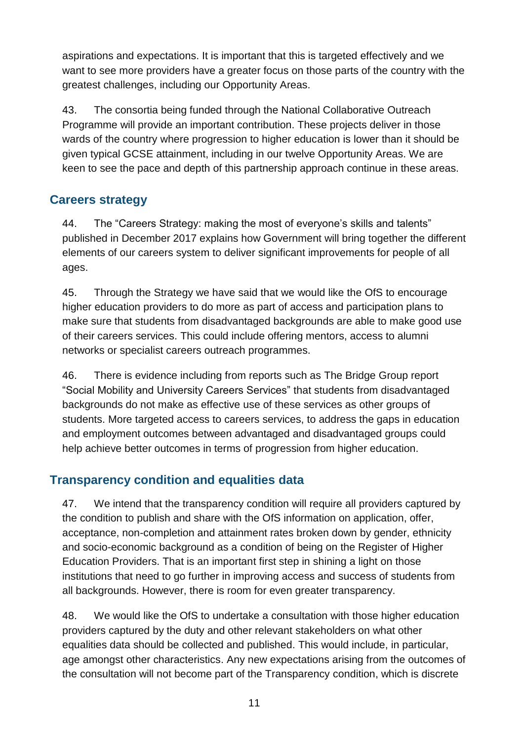aspirations and expectations. It is important that this is targeted effectively and we want to see more providers have a greater focus on those parts of the country with the greatest challenges, including our Opportunity Areas.

43. The consortia being funded through the National Collaborative Outreach Programme will provide an important contribution. These projects deliver in those wards of the country where progression to higher education is lower than it should be given typical GCSE attainment, including in our twelve Opportunity Areas. We are keen to see the pace and depth of this partnership approach continue in these areas.

## Careers strategy

44. The "Careers Strategy: making the most of everyone's skills and talents" published in December 2017 explains how Government will bring together the different elements of our careers system to deliver significant improvements for people of all ages.

45. Through the Strategy we have said that we would like the OfS to encourage higher education providers to do more as part of access and participation plans to make sure that students from disadvantaged backgrounds are able to make good use of their careers services. This could include offering mentors, access to alumni networks or specialist careers outreach programmes.

46. There is evidence including from reports such as The Bridge Group report "Social Mobility and University Careers Services" that students from disadvantaged backgrounds do not make as effective use of these services as other groups of students. More targeted access to careers services, to address the gaps in education and employment outcomes between advantaged and disadvantaged groups could help achieve better outcomes in terms of progression from higher education.

## Transparency condition and equalities data

47. We intend that the transparency condition will require all providers captured by the condition to publish and share with the OfS information on application, offer, acceptance, non-completion and attainment rates broken down by gender, ethnicity and socio-economic background as a condition of being on the Register of Higher Education Providers. That is an important first step in shining a light on those institutions that need to go further in improving access and success of students from all backgrounds. However, there is room for even greater transparency.

48. We would like the OfS to undertake a consultation with those higher education providers captured by the duty and other relevant stakeholders on what other equalities data should be collected and published. This would include, in particular, age amongst other characteristics. Any new expectations arising from the outcomes of the consultation will not become part of the Transparency condition, which is discrete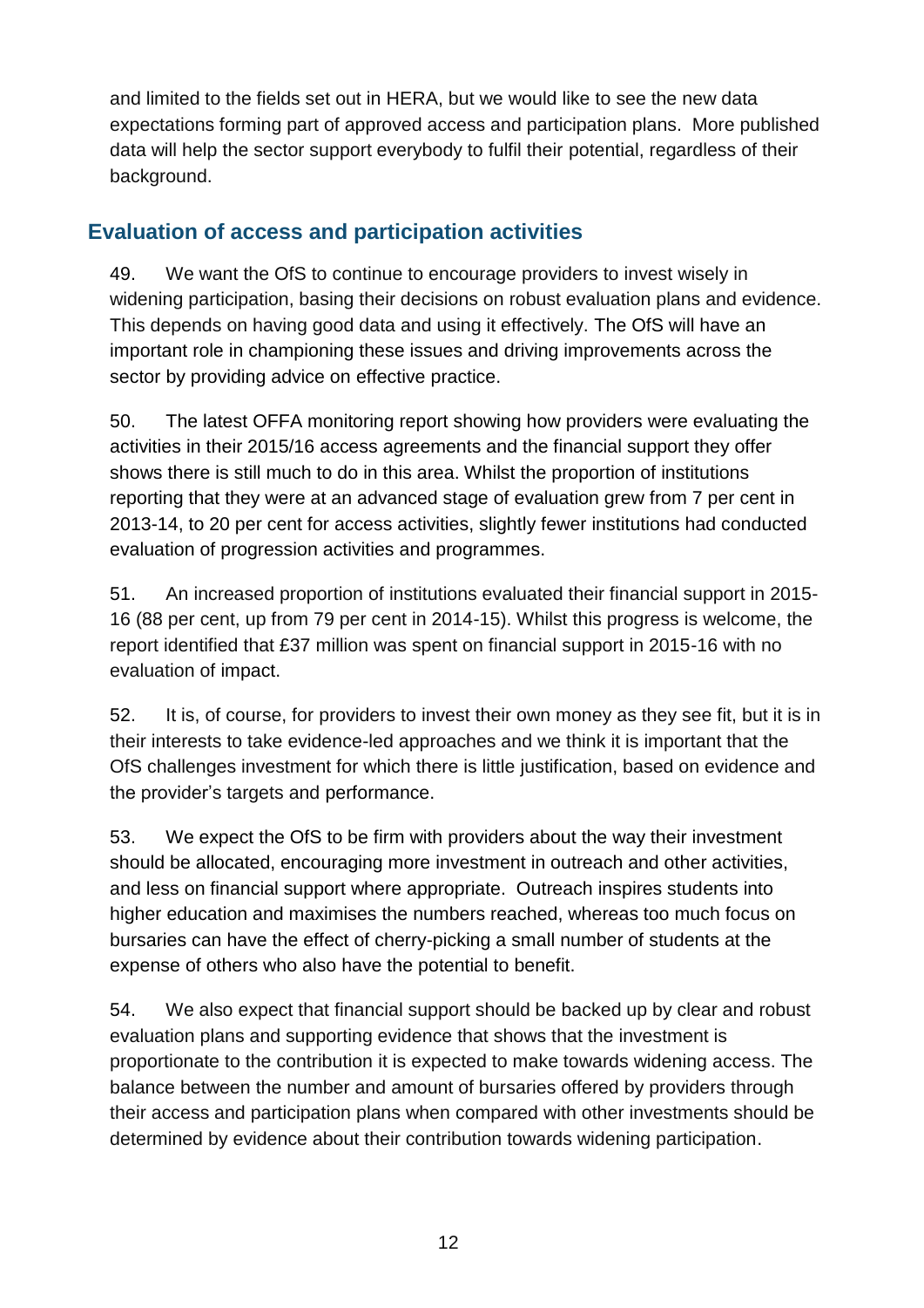and limited to the fields set out in HERA, but we would like to see the new data expectations forming part of approved access and participation plans. More published data will help the sector support everybody to fulfil their potential, regardless of their background.

## Evaluation of access and participation activities

49. We want the OfS to continue to encourage providers to invest wisely in widening participation, basing their decisions on robust evaluation plans and evidence. This depends on having good data and using it effectively. The OfS will have an important role in championing these issues and driving improvements across the sector by providing advice on effective practice.

50. The latest OFFA monitoring report showing how providers were evaluating the activities in their 2015/16 access agreements and the financial support they offer shows there is still much to do in this area. Whilst the proportion of institutions reporting that they were at an advanced stage of evaluation grew from 7 per cent in 2013-14, to 20 per cent for access activities, slightly fewer institutions had conducted evaluation of progression activities and programmes.

51. An increased proportion of institutions evaluated their financial support in 2015-16 (88 per cent, up from 79 per cent in 2014-15). Whilst this progress is welcome, the report identified that £37 million was spent on financial support in 2015-16 with no evaluation of impact.

52. It is, of course, for providers to invest their own money as they see fit, but it is in their interests to take evidence-led approaches and we think it is important that the OfS challenges investment for which there is little justification, based on evidence and the provider's targets and performance.

53. We expect the OfS to be firm with providers about the way their investment should be allocated, encouraging more investment in outreach and other activities, and less on financial support where appropriate. Outreach inspires students into higher education and maximises the numbers reached, whereas too much focus on bursaries can have the effect of cherry-picking a small number of students at the expense of others who also have the potential to benefit.

54. We also expect that financial support should be backed up by clear and robust evaluation plans and supporting evidence that shows that the investment is proportionate to the contribution it is expected to make towards widening access. The balance between the number and amount of bursaries offered by providers through their access and participation plans when compared with other investments should be determined by evidence about their contribution towards widening participation.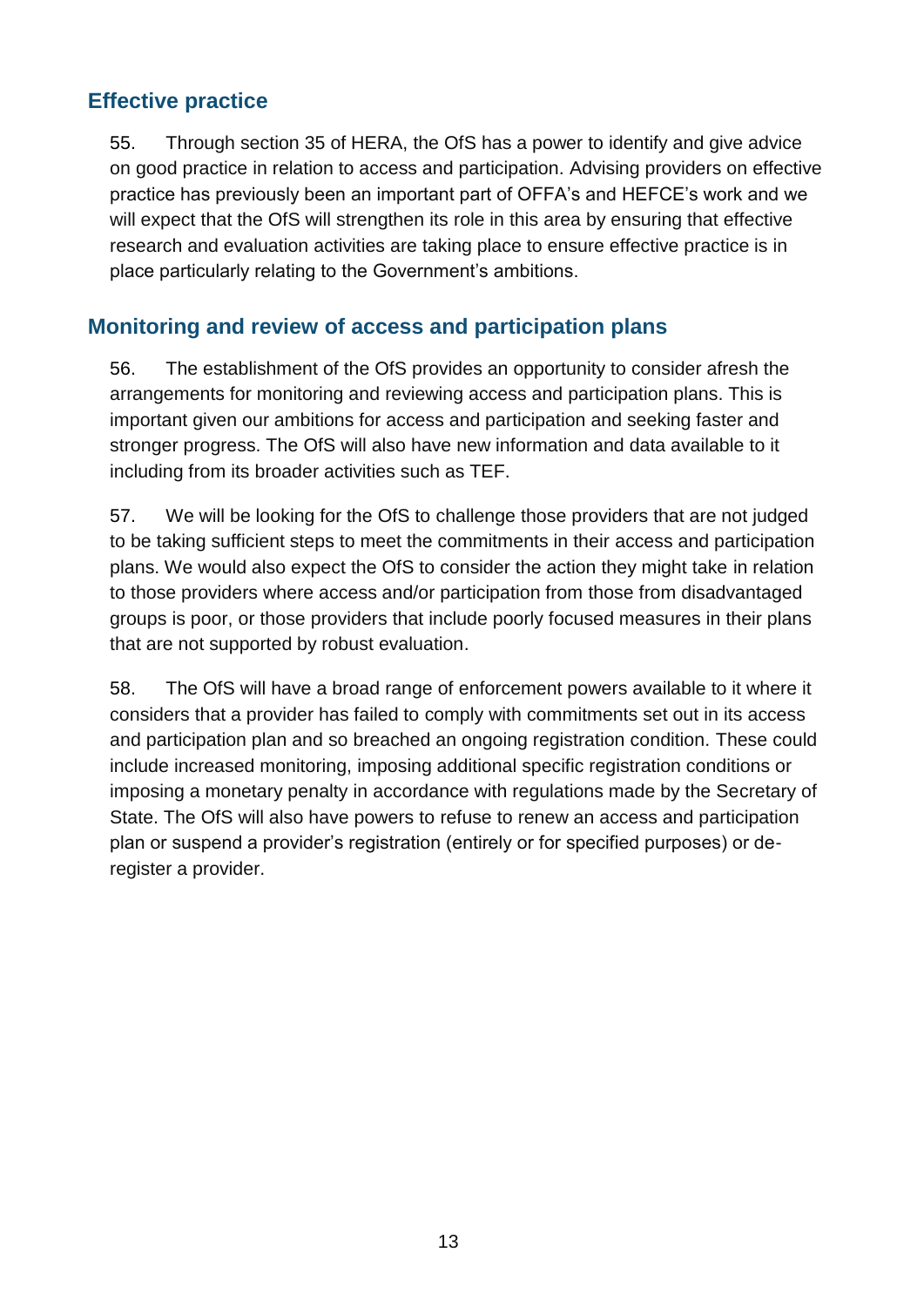## Effective practice

55. Through section 35 of HERA, the OfS has a power to identify and give advice on good practice in relation to access and participation. Advising providers on effective practice has previously been an important part of OFFA's and HEFCE's work and we will expect that the OfS will strengthen its role in this area by ensuring that effective research and evaluation activities are taking place to ensure effective practice is in place particularly relating to the Government's ambitions.

## Monitoring and review of access and participation plans

56. The establishment of the OfS provides an opportunity to consider afresh the arrangements for monitoring and reviewing access and participation plans. This is important given our ambitions for access and participation and seeking faster and stronger progress. The OfS will also have new information and data available to it including from its broader activities such as TEF.

57. We will be looking for the OfS to challenge those providers that are not judged to be taking sufficient steps to meet the commitments in their access and participation plans. We would also expect the OfS to consider the action they might take in relation to those providers where access and/or participation from those from disadvantaged groups is poor, or those providers that include poorly focused measures in their plans that are not supported by robust evaluation.

58. The OfS will have a broad range of enforcement powers available to it where it considers that a provider has failed to comply with commitments set out in its access and participation plan and so breached an ongoing registration condition. These could include increased monitoring, imposing additional specific registration conditions or imposing a monetary penalty in accordance with regulations made by the Secretary of State. The OfS will also have powers to refuse to renew an access and participation plan or suspend a provider's registration (entirely or for specified purposes) or de-register a provider.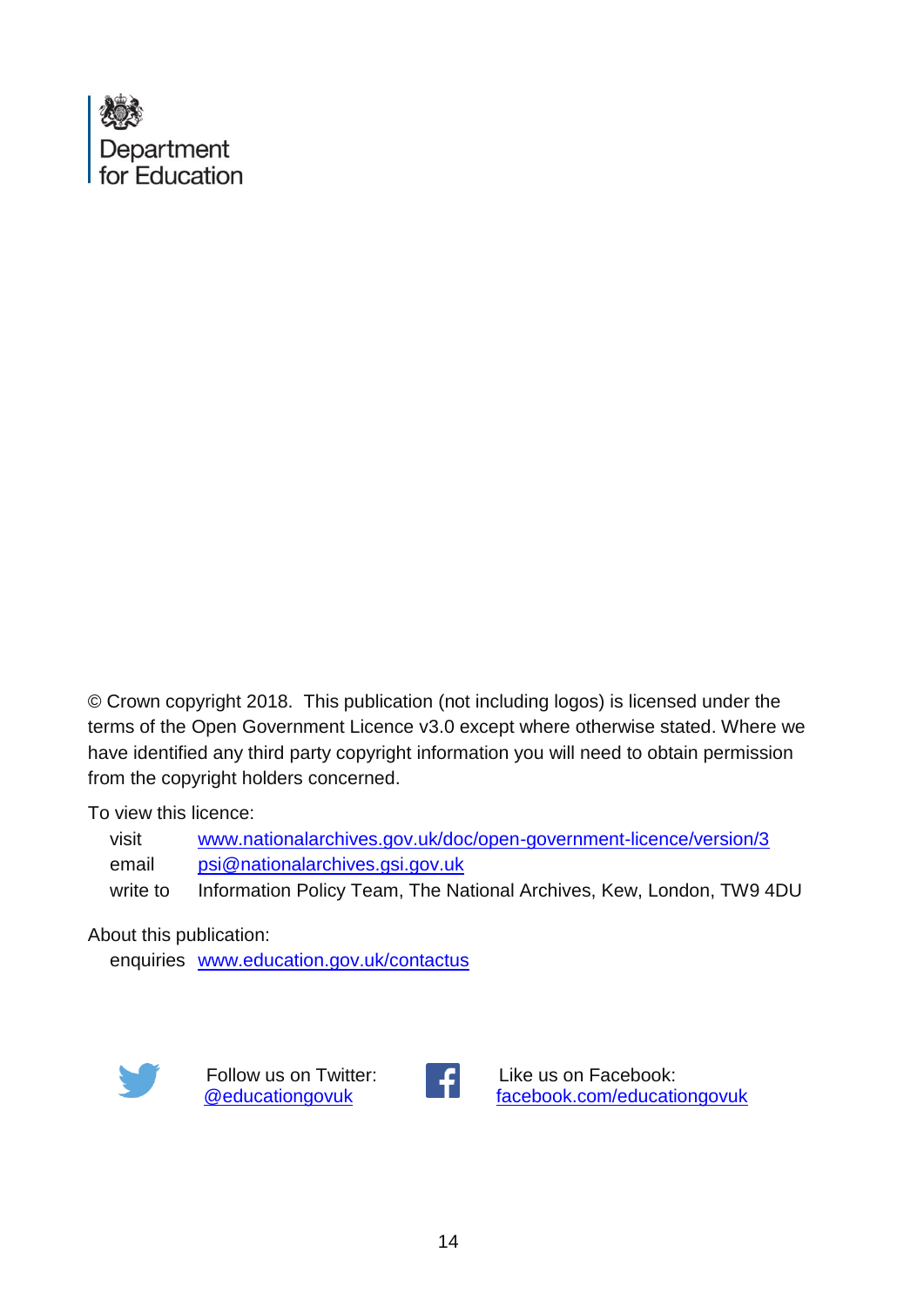Department for Education

© Crown copyright 2018. This publication (not including logos) is licensed under the terms of the Open Government Licence v3.0 except where otherwise stated. Where we have identified any third party copyright information you will need to obtain permission from the copyright holders concerned.

To view this licence:

| | |
|---|---|
| visit | www.nationalarchives.gov.uk/doc/open-government-licence/version/3 |
| email | psi@nationalarchives.gsi.gov.uk |
| write to | Information Policy Team, The National Archives, Kew, London, TW9 4DU |

About this publication:

| | |
|---|---|
| enquiries | www.education.gov.uk/contactus |

Follow us on Twitter: @educationgovuk

Like us on Facebook: facebook.com/educationgovuk